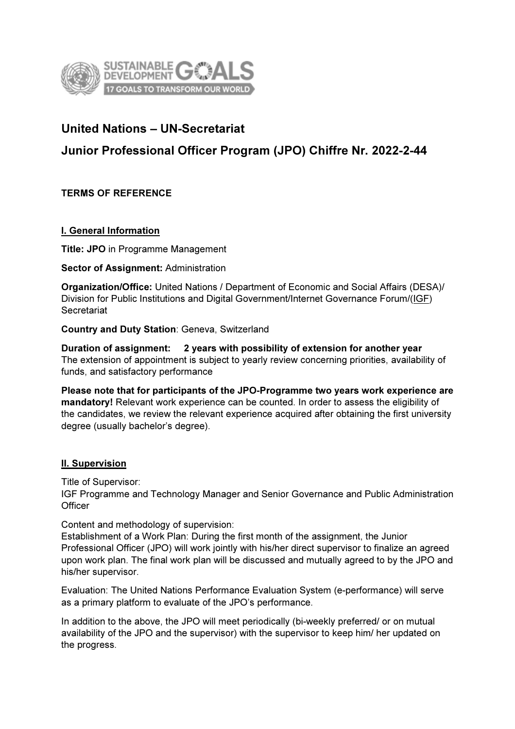# United Nations – UN-Secretariat

# Junior Professional Officer Program (JPO) Chiffre Nr. 2022-2-44

**TERMS OF REFERENCE**

## I. General Information

**Title: JPO** in Programme Management

**Sector of Assignment:** Administration

**Organization/Office:** United Nations / Department of Economic and Social Affairs (DESA)/ Division for Public Institutions and Digital Government/Internet Governance Forum/(IGF) Secretariat

**Country and Duty Station**: Geneva, Switzerland

**Duration of assignment: 2 years with possibility of extension for another year**
The extension of appointment is subject to yearly review concerning priorities, availability of funds, and satisfactory performance

**Please note that for participants of the JPO-Programme two years work experience are mandatory!** Relevant work experience can be counted. In order to assess the eligibility of the candidates, we review the relevant experience acquired after obtaining the first university degree (usually bachelor's degree).

## II. Supervision

Title of Supervisor:
IGF Programme and Technology Manager and Senior Governance and Public Administration Officer

Content and methodology of supervision:
Establishment of a Work Plan: During the first month of the assignment, the Junior Professional Officer (JPO) will work jointly with his/her direct supervisor to finalize an agreed upon work plan. The final work plan will be discussed and mutually agreed to by the JPO and his/her supervisor.

Evaluation: The United Nations Performance Evaluation System (e-performance) will serve as a primary platform to evaluate of the JPO's performance.

In addition to the above, the JPO will meet periodically (bi-weekly preferred/ or on mutual availability of the JPO and the supervisor) with the supervisor to keep him/ her updated on the progress.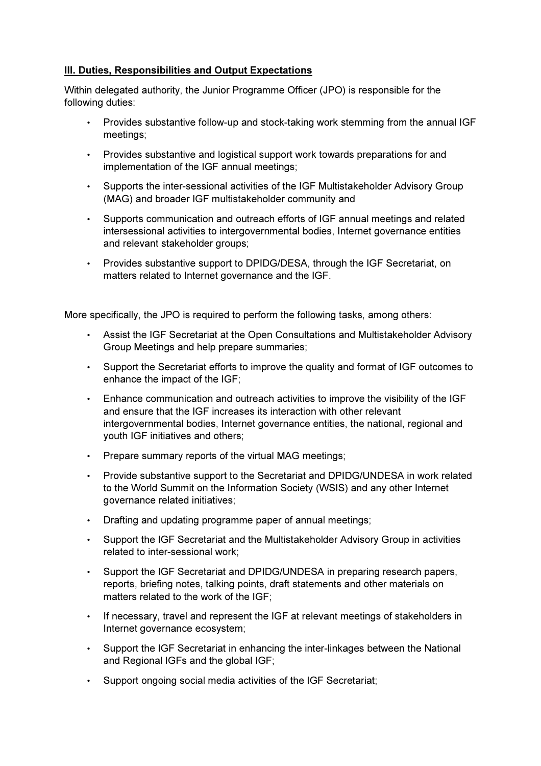**III. Duties, Responsibilities and Output Expectations**

Within delegated authority, the Junior Programme Officer (JPO) is responsible for the following duties:

- Provides substantive follow-up and stock-taking work stemming from the annual IGF meetings;
- Provides substantive and logistical support work towards preparations for and implementation of the IGF annual meetings;
- Supports the inter-sessional activities of the IGF Multistakeholder Advisory Group (MAG) and broader IGF multistakeholder community and
- Supports communication and outreach efforts of IGF annual meetings and related intersessional activities to intergovernmental bodies, Internet governance entities and relevant stakeholder groups;
- Provides substantive support to DPIDG/DESA, through the IGF Secretariat, on matters related to Internet governance and the IGF.

More specifically, the JPO is required to perform the following tasks, among others:

- Assist the IGF Secretariat at the Open Consultations and Multistakeholder Advisory Group Meetings and help prepare summaries;
- Support the Secretariat efforts to improve the quality and format of IGF outcomes to enhance the impact of the IGF;
- Enhance communication and outreach activities to improve the visibility of the IGF and ensure that the IGF increases its interaction with other relevant intergovernmental bodies, Internet governance entities, the national, regional and youth IGF initiatives and others;
- Prepare summary reports of the virtual MAG meetings;
- Provide substantive support to the Secretariat and DPIDG/UNDESA in work related to the World Summit on the Information Society (WSIS) and any other Internet governance related initiatives;
- Drafting and updating programme paper of annual meetings;
- Support the IGF Secretariat and the Multistakeholder Advisory Group in activities related to inter-sessional work;
- Support the IGF Secretariat and DPIDG/UNDESA in preparing research papers, reports, briefing notes, talking points, draft statements and other materials on matters related to the work of the IGF;
- If necessary, travel and represent the IGF at relevant meetings of stakeholders in Internet governance ecosystem;
- Support the IGF Secretariat in enhancing the inter-linkages between the National and Regional IGFs and the global IGF;
- Support ongoing social media activities of the IGF Secretariat;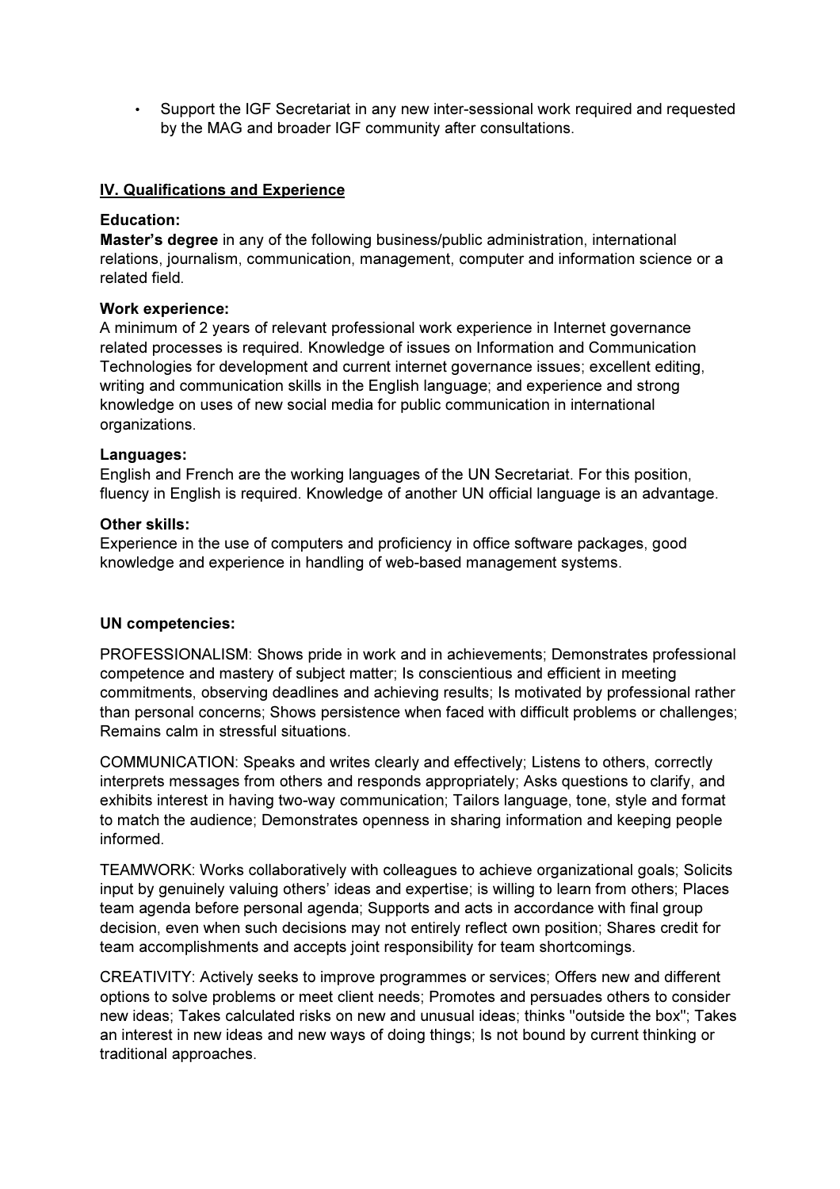- Support the IGF Secretariat in any new inter-sessional work required and requested by the MAG and broader IGF community after consultations.

## IV. Qualifications and Experience

**Education:**
**Master's degree** in any of the following business/public administration, international relations, journalism, communication, management, computer and information science or a related field.

**Work experience:**
A minimum of 2 years of relevant professional work experience in Internet governance related processes is required. Knowledge of issues on Information and Communication Technologies for development and current internet governance issues; excellent editing, writing and communication skills in the English language; and experience and strong knowledge on uses of new social media for public communication in international organizations.

**Languages:**
English and French are the working languages of the UN Secretariat. For this position, fluency in English is required. Knowledge of another UN official language is an advantage.

**Other skills:**
Experience in the use of computers and proficiency in office software packages, good knowledge and experience in handling of web-based management systems.

**UN competencies:**

PROFESSIONALISM: Shows pride in work and in achievements; Demonstrates professional competence and mastery of subject matter; Is conscientious and efficient in meeting commitments, observing deadlines and achieving results; Is motivated by professional rather than personal concerns; Shows persistence when faced with difficult problems or challenges; Remains calm in stressful situations.

COMMUNICATION: Speaks and writes clearly and effectively; Listens to others, correctly interprets messages from others and responds appropriately; Asks questions to clarify, and exhibits interest in having two-way communication; Tailors language, tone, style and format to match the audience; Demonstrates openness in sharing information and keeping people informed.

TEAMWORK: Works collaboratively with colleagues to achieve organizational goals; Solicits input by genuinely valuing others' ideas and expertise; is willing to learn from others; Places team agenda before personal agenda; Supports and acts in accordance with final group decision, even when such decisions may not entirely reflect own position; Shares credit for team accomplishments and accepts joint responsibility for team shortcomings.

CREATIVITY: Actively seeks to improve programmes or services; Offers new and different options to solve problems or meet client needs; Promotes and persuades others to consider new ideas; Takes calculated risks on new and unusual ideas; thinks "outside the box"; Takes an interest in new ideas and new ways of doing things; Is not bound by current thinking or traditional approaches.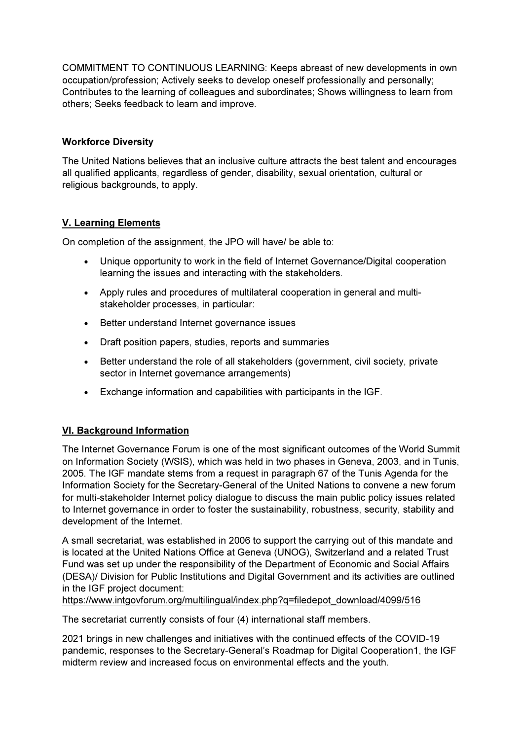COMMITMENT TO CONTINUOUS LEARNING: Keeps abreast of new developments in own occupation/profession; Actively seeks to develop oneself professionally and personally; Contributes to the learning of colleagues and subordinates; Shows willingness to learn from others; Seeks feedback to learn and improve.

**Workforce Diversity**

The United Nations believes that an inclusive culture attracts the best talent and encourages all qualified applicants, regardless of gender, disability, sexual orientation, cultural or religious backgrounds, to apply.

## V. Learning Elements

On completion of the assignment, the JPO will have/ be able to:

- Unique opportunity to work in the field of Internet Governance/Digital cooperation learning the issues and interacting with the stakeholders.
- Apply rules and procedures of multilateral cooperation in general and multi-stakeholder processes, in particular:
- Better understand Internet governance issues
- Draft position papers, studies, reports and summaries
- Better understand the role of all stakeholders (government, civil society, private sector in Internet governance arrangements)
- Exchange information and capabilities with participants in the IGF.

## VI. Background Information

The Internet Governance Forum is one of the most significant outcomes of the World Summit on Information Society (WSIS), which was held in two phases in Geneva, 2003, and in Tunis, 2005. The IGF mandate stems from a request in paragraph 67 of the Tunis Agenda for the Information Society for the Secretary-General of the United Nations to convene a new forum for multi-stakeholder Internet policy dialogue to discuss the main public policy issues related to Internet governance in order to foster the sustainability, robustness, security, stability and development of the Internet.

A small secretariat, was established in 2006 to support the carrying out of this mandate and is located at the United Nations Office at Geneva (UNOG), Switzerland and a related Trust Fund was set up under the responsibility of the Department of Economic and Social Affairs (DESA)/ Division for Public Institutions and Digital Government and its activities are outlined in the IGF project document: https://www.intgovforum.org/multilingual/index.php?q=filedepot_download/4099/516

The secretariat currently consists of four (4) international staff members.

2021 brings in new challenges and initiatives with the continued effects of the COVID-19 pandemic, responses to the Secretary-General's Roadmap for Digital Cooperation[1], the IGF midterm review and increased focus on environmental effects and the youth.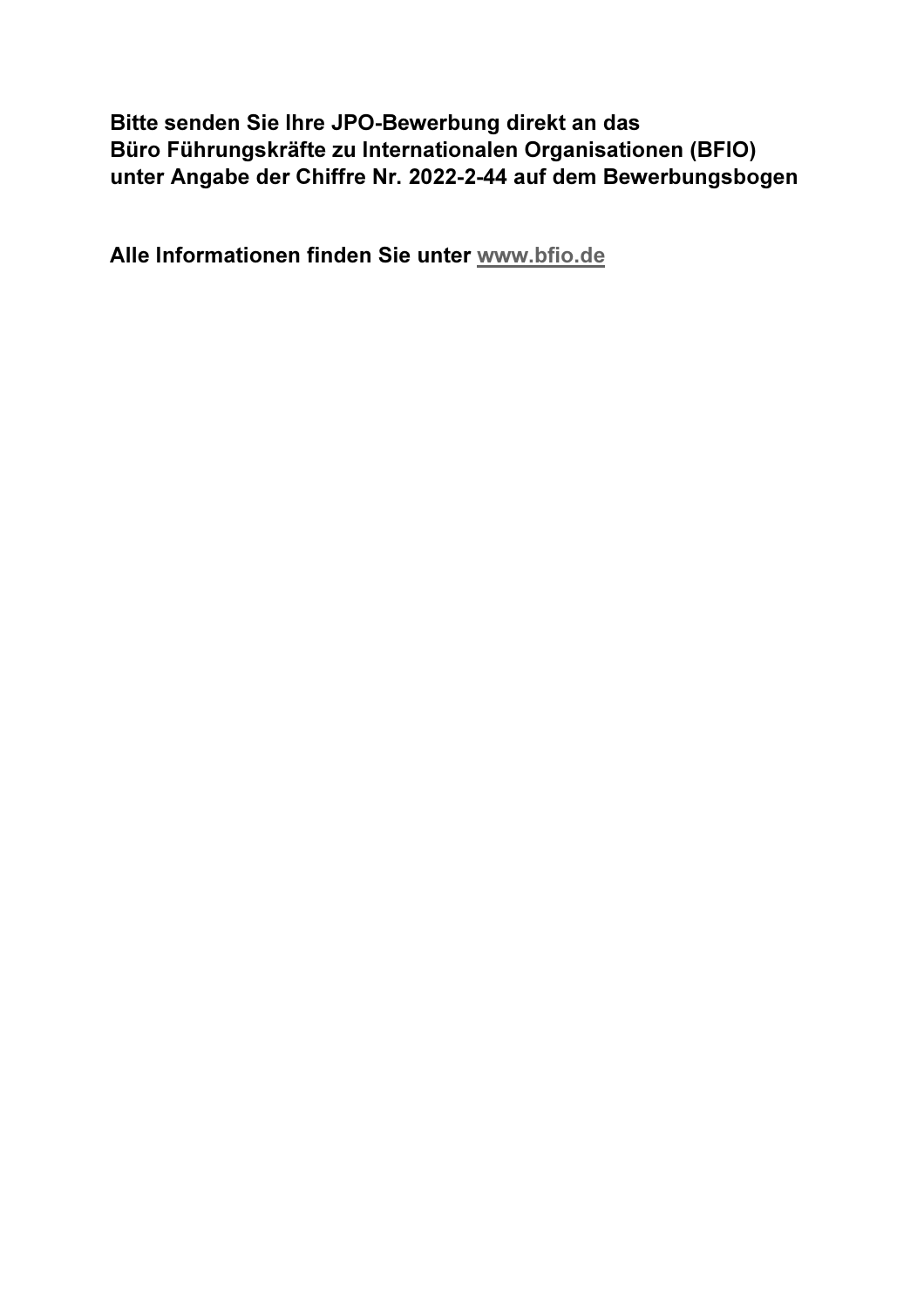**Bitte senden Sie Ihre JPO-Bewerbung direkt an das**
**Büro Führungskräfte zu Internationalen Organisationen (BFIO)**
**unter Angabe der Chiffre Nr. 2022-2-44 auf dem Bewerbungsbogen**

**Alle Informationen finden Sie unter [www.bfio.de](www.bfio.de)**